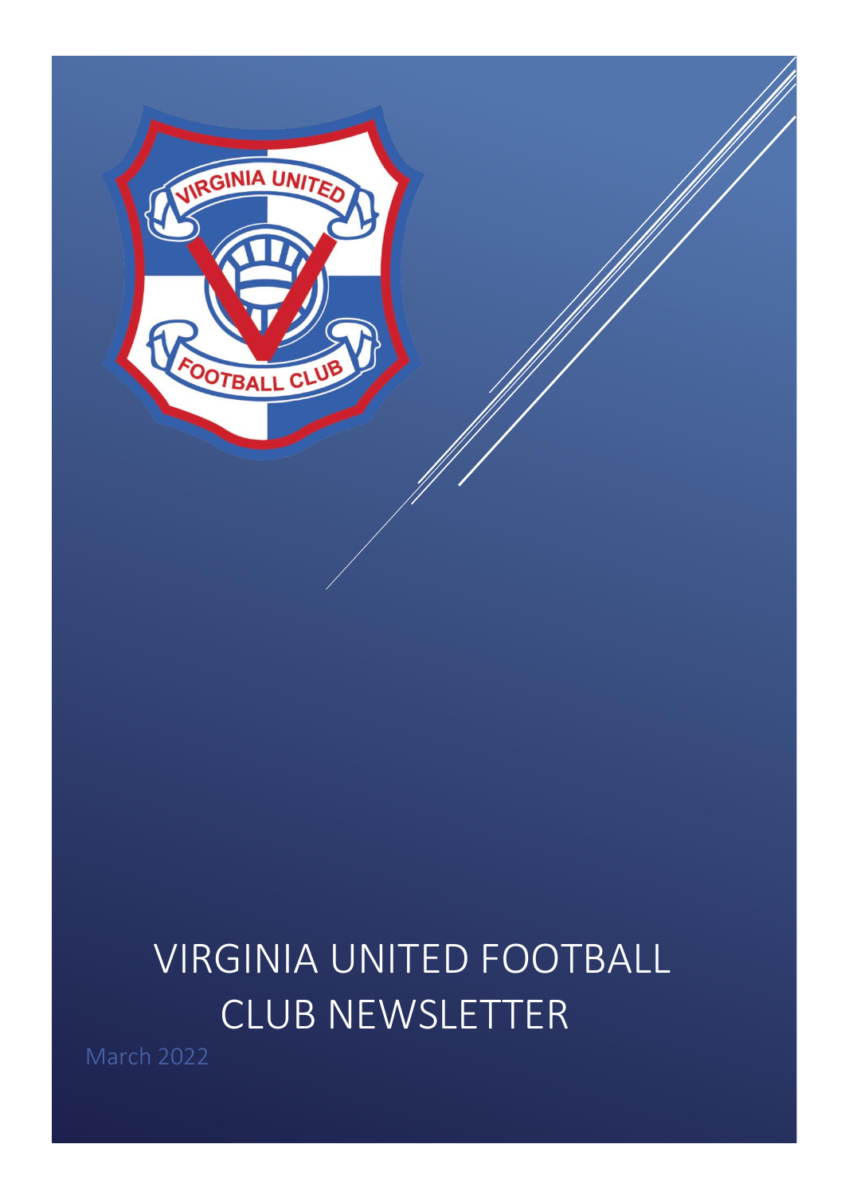# VIRGINIA UNITED FOOTBALL CLUB NEWSLETTER

March 2022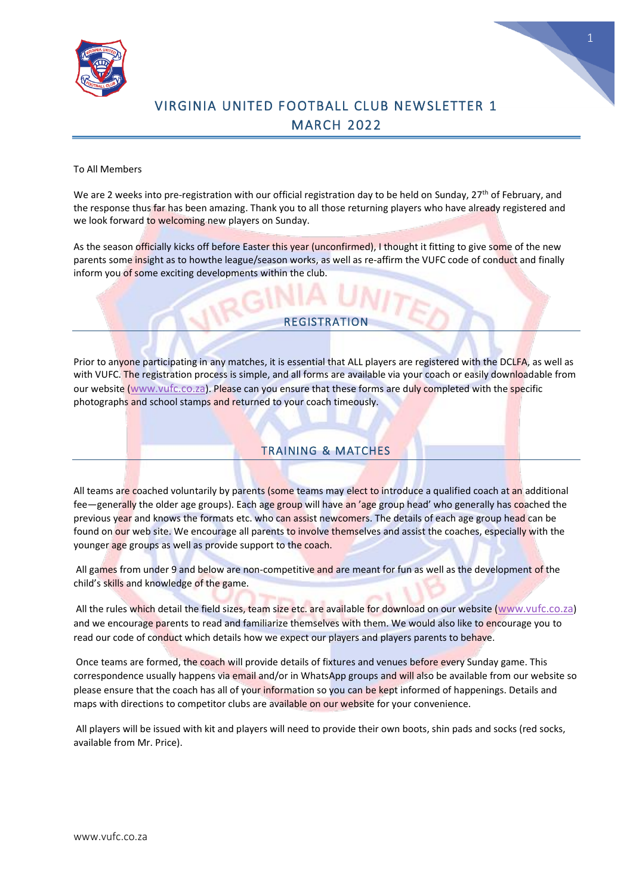# VIRGINIA UNITED FOOTBALL CLUB NEWSLETTER 1 MARCH 2022

To All Members

We are 2 weeks into pre-registration with our official registration day to be held on Sunday, 27th of February, and the response thus far has been amazing. Thank you to all those returning players who have already registered and we look forward to welcoming new players on Sunday.

As the season officially kicks off before Easter this year (unconfirmed), I thought it fitting to give some of the new parents some insight as to howthe league/season works, as well as re-affirm the VUFC code of conduct and finally inform you of some exciting developments within the club.

## REGISTRATION

Prior to anyone participating in any matches, it is essential that ALL players are registered with the DCLFA, as well as with VUFC. The registration process is simple, and all forms are available via your coach or easily downloadable from our website (www.vufc.co.za). Please can you ensure that these forms are duly completed with the specific photographs and school stamps and returned to your coach timeously.

## TRAINING & MATCHES

All teams are coached voluntarily by parents (some teams may elect to introduce a qualified coach at an additional fee—generally the older age groups). Each age group will have an 'age group head' who generally has coached the previous year and knows the formats etc. who can assist newcomers. The details of each age group head can be found on our web site. We encourage all parents to involve themselves and assist the coaches, especially with the younger age groups as well as provide support to the coach.

All games from under 9 and below are non-competitive and are meant for fun as well as the development of the child's skills and knowledge of the game.

All the rules which detail the field sizes, team size etc. are available for download on our website (www.vufc.co.za) and we encourage parents to read and familiarize themselves with them. We would also like to encourage you to read our code of conduct which details how we expect our players and players parents to behave.

Once teams are formed, the coach will provide details of fixtures and venues before every Sunday game. This correspondence usually happens via email and/or in WhatsApp groups and will also be available from our website so please ensure that the coach has all of your information so you can be kept informed of happenings. Details and maps with directions to competitor clubs are available on our website for your convenience.

All players will be issued with kit and players will need to provide their own boots, shin pads and socks (red socks, available from Mr. Price).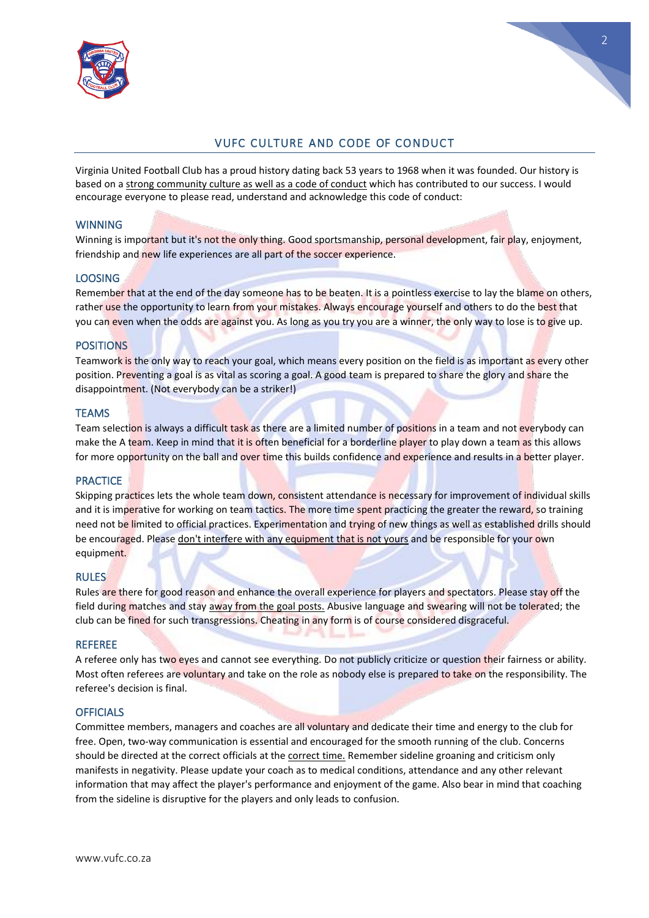## VUFC CULTURE AND CODE OF CONDUCT

Virginia United Football Club has a proud history dating back 53 years to 1968 when it was founded. Our history is based on a strong community culture as well as a code of conduct which has contributed to our success. I would encourage everyone to please read, understand and acknowledge this code of conduct:

### WINNING

Winning is important but it's not the only thing. Good sportsmanship, personal development, fair play, enjoyment, friendship and new life experiences are all part of the soccer experience.

### LOOSING

Remember that at the end of the day someone has to be beaten. It is a pointless exercise to lay the blame on others, rather use the opportunity to learn from your mistakes. Always encourage yourself and others to do the best that you can even when the odds are against you. As long as you try you are a winner, the only way to lose is to give up.

### POSITIONS

Teamwork is the only way to reach your goal, which means every position on the field is as important as every other position. Preventing a goal is as vital as scoring a goal. A good team is prepared to share the glory and share the disappointment. (Not everybody can be a striker!)

### TEAMS

Team selection is always a difficult task as there are a limited number of positions in a team and not everybody can make the A team. Keep in mind that it is often beneficial for a borderline player to play down a team as this allows for more opportunity on the ball and over time this builds confidence and experience and results in a better player.

### PRACTICE

Skipping practices lets the whole team down, consistent attendance is necessary for improvement of individual skills and it is imperative for working on team tactics. The more time spent practicing the greater the reward, so training need not be limited to official practices. Experimentation and trying of new things as well as established drills should be encouraged. Please don't interfere with any equipment that is not yours and be responsible for your own equipment.

### RULES

Rules are there for good reason and enhance the overall experience for players and spectators. Please stay off the field during matches and stay away from the goal posts. Abusive language and swearing will not be tolerated; the club can be fined for such transgressions. Cheating in any form is of course considered disgraceful.

### REFEREE

A referee only has two eyes and cannot see everything. Do not publicly criticize or question their fairness or ability. Most often referees are voluntary and take on the role as nobody else is prepared to take on the responsibility. The referee's decision is final.

### OFFICIALS

Committee members, managers and coaches are all voluntary and dedicate their time and energy to the club for free. Open, two-way communication is essential and encouraged for the smooth running of the club. Concerns should be directed at the correct officials at the correct time. Remember sideline groaning and criticism only manifests in negativity. Please update your coach as to medical conditions, attendance and any other relevant information that may affect the player's performance and enjoyment of the game. Also bear in mind that coaching from the sideline is disruptive for the players and only leads to confusion.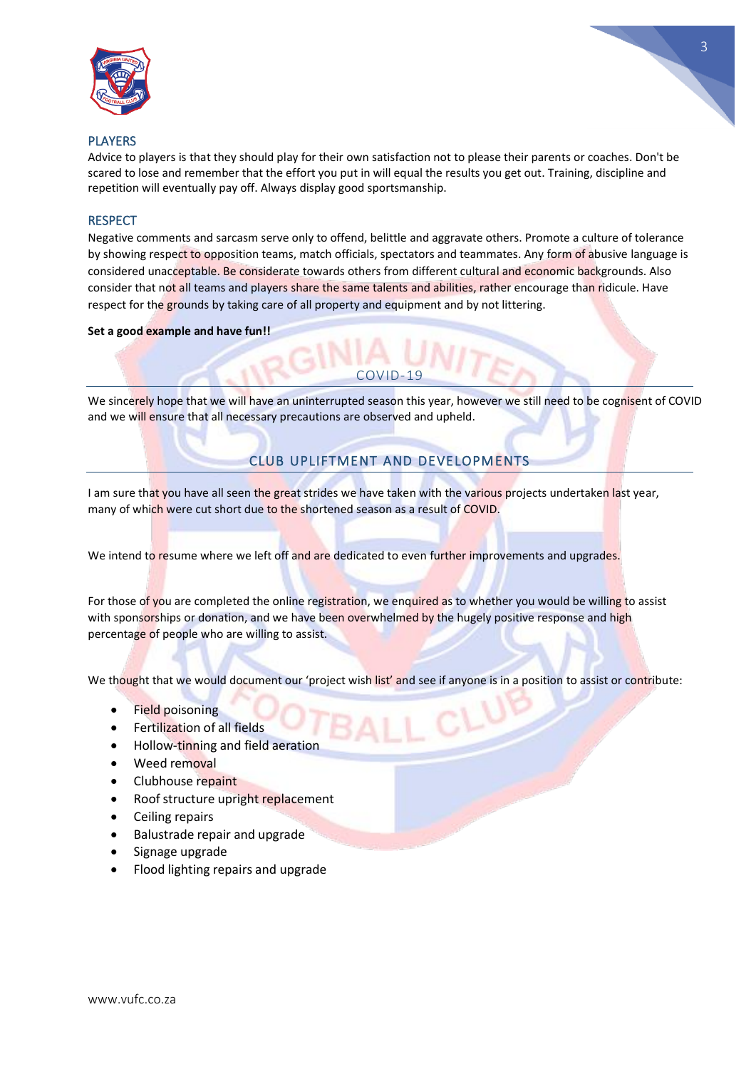## PLAYERS

Advice to players is that they should play for their own satisfaction not to please their parents or coaches. Don't be scared to lose and remember that the effort you put in will equal the results you get out. Training, discipline and repetition will eventually pay off. Always display good sportsmanship.

## RESPECT

Negative comments and sarcasm serve only to offend, belittle and aggravate others. Promote a culture of tolerance by showing respect to opposition teams, match officials, spectators and teammates. Any form of abusive language is considered unacceptable. Be considerate towards others from different cultural and economic backgrounds. Also consider that not all teams and players share the same talents and abilities, rather encourage than ridicule. Have respect for the grounds by taking care of all property and equipment and by not littering.

**Set a good example and have fun!!**

## COVID-19

We sincerely hope that we will have an uninterrupted season this year, however we still need to be cognisent of COVID and we will ensure that all necessary precautions are observed and upheld.

## CLUB UPLIFTMENT AND DEVELOPMENTS

I am sure that you have all seen the great strides we have taken with the various projects undertaken last year, many of which were cut short due to the shortened season as a result of COVID.

We intend to resume where we left off and are dedicated to even further improvements and upgrades.

For those of you are completed the online registration, we enquired as to whether you would be willing to assist with sponsorships or donation, and we have been overwhelmed by the hugely positive response and high percentage of people who are willing to assist.

We thought that we would document our 'project wish list' and see if anyone is in a position to assist or contribute:

- Field poisoning
- Fertilization of all fields
- Hollow-tinning and field aeration
- Weed removal
- Clubhouse repaint
- Roof structure upright replacement
- Ceiling repairs
- Balustrade repair and upgrade
- Signage upgrade
- Flood lighting repairs and upgrade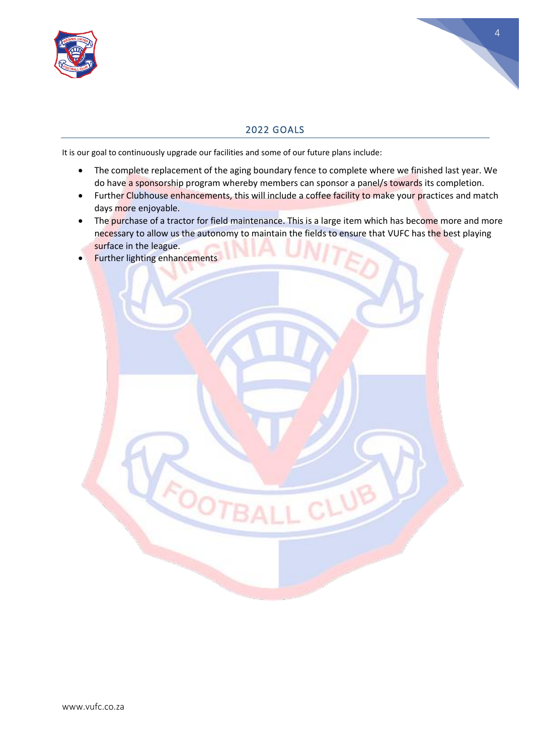## 2022 GOALS

It is our goal to continuously upgrade our facilities and some of our future plans include:

- The complete replacement of the aging boundary fence to complete where we finished last year. We do have a sponsorship program whereby members can sponsor a panel/s towards its completion.
- Further Clubhouse enhancements, this will include a coffee facility to make your practices and match days more enjoyable.
- The purchase of a tractor for field maintenance. This is a large item which has become more and more necessary to allow us the autonomy to maintain the fields to ensure that VUFC has the best playing surface in the league.
- Further lighting enhancements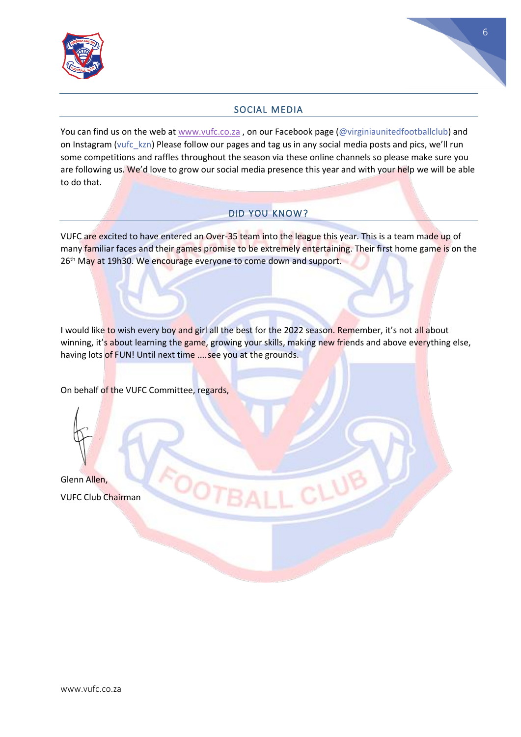## SOCIAL MEDIA

You can find us on the web at www.vufc.co.za , on our Facebook page (@virginiaunitedfootballclub) and on Instagram (vufc_kzn) Please follow our pages and tag us in any social media posts and pics, we'll run some competitions and raffles throughout the season via these online channels so please make sure you are following us. We'd love to grow our social media presence this year and with your help we will be able to do that.

## DID YOU KNOW?

VUFC are excited to have entered an Over-35 team into the league this year. This is a team made up of many familiar faces and their games promise to be extremely entertaining. Their first home game is on the 26th May at 19h30. We encourage everyone to come down and support.

I would like to wish every boy and girl all the best for the 2022 season. Remember, it's not all about winning, it's about learning the game, growing your skills, making new friends and above everything else, having lots of FUN! Until next time ....see you at the grounds.

On behalf of the VUFC Committee, regards,

Glenn Allen,

VUFC Club Chairman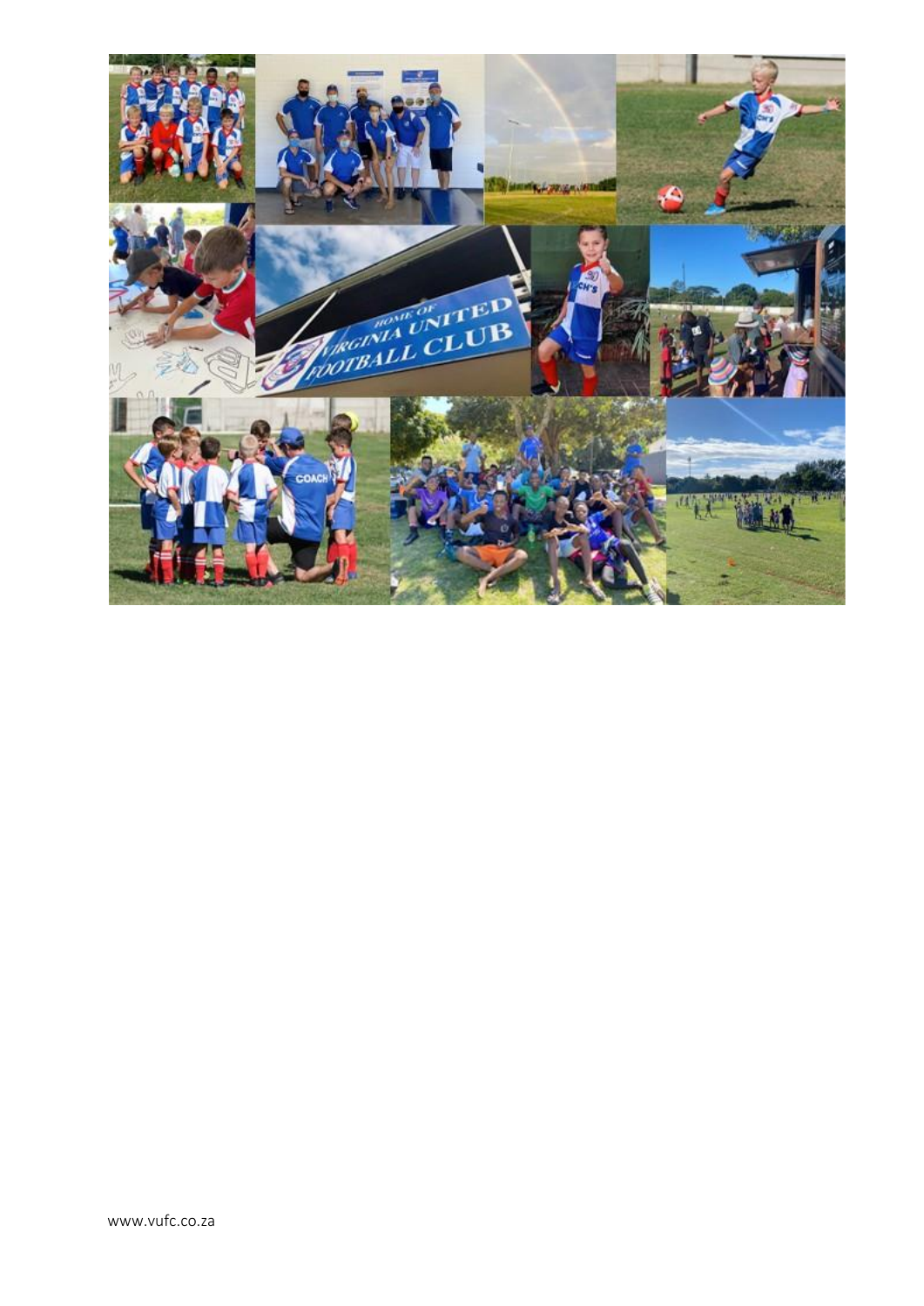www.vufc.co.za